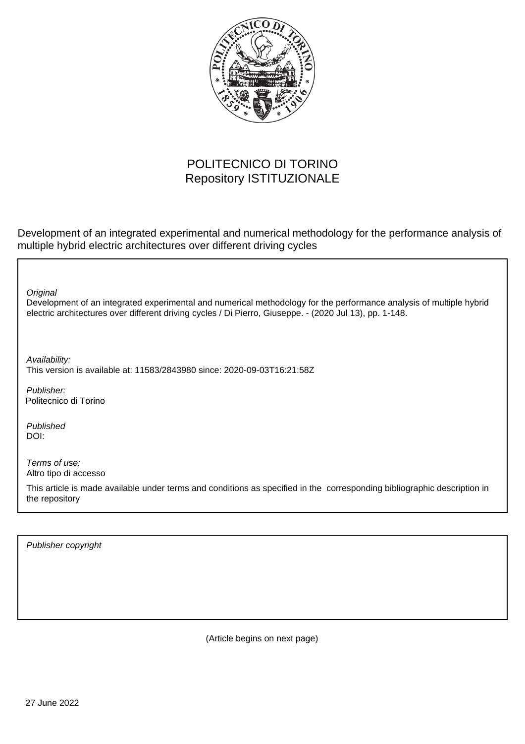POLITECNICO DI TORINO
Repository ISTITUZIONALE

Development of an integrated experimental and numerical methodology for the performance analysis of multiple hybrid electric architectures over different driving cycles

*Original*
Development of an integrated experimental and numerical methodology for the performance analysis of multiple hybrid electric architectures over different driving cycles / Di Pierro, Giuseppe. - (2020 Jul 13), pp. 1-148.

*Availability:*
This version is available at: 11583/2843980 since: 2020-09-03T16:21:58Z

*Publisher:*
Politecnico di Torino

*Published*
DOI:

*Terms of use:*
Altro tipo di accesso

This article is made available under terms and conditions as specified in the corresponding bibliographic description in the repository

*Publisher copyright*

(Article begins on next page)

27 June 2022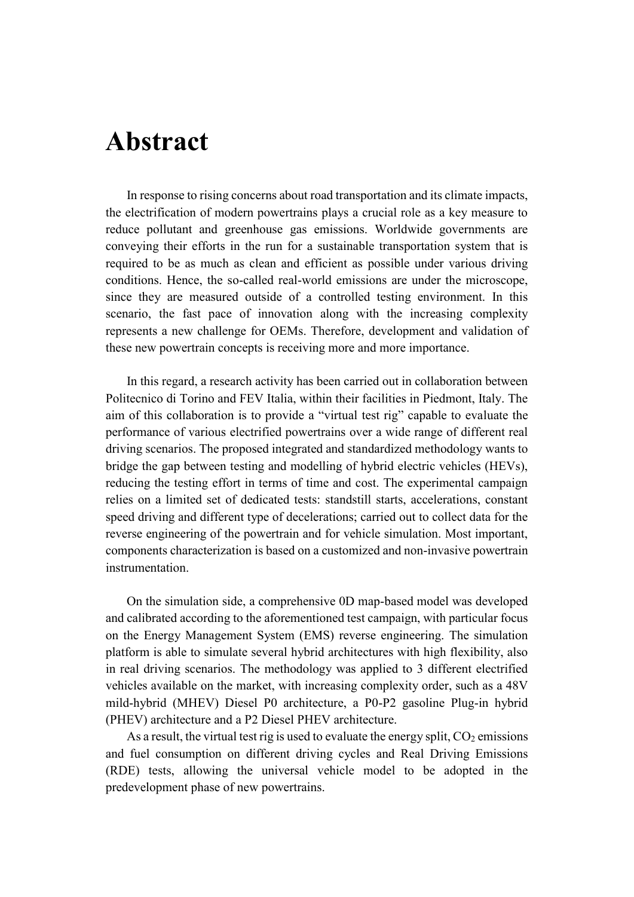# Abstract

In response to rising concerns about road transportation and its climate impacts, the electrification of modern powertrains plays a crucial role as a key measure to reduce pollutant and greenhouse gas emissions. Worldwide governments are conveying their efforts in the run for a sustainable transportation system that is required to be as much as clean and efficient as possible under various driving conditions. Hence, the so-called real-world emissions are under the microscope, since they are measured outside of a controlled testing environment. In this scenario, the fast pace of innovation along with the increasing complexity represents a new challenge for OEMs. Therefore, development and validation of these new powertrain concepts is receiving more and more importance.

In this regard, a research activity has been carried out in collaboration between Politecnico di Torino and FEV Italia, within their facilities in Piedmont, Italy. The aim of this collaboration is to provide a "virtual test rig" capable to evaluate the performance of various electrified powertrains over a wide range of different real driving scenarios. The proposed integrated and standardized methodology wants to bridge the gap between testing and modelling of hybrid electric vehicles (HEVs), reducing the testing effort in terms of time and cost. The experimental campaign relies on a limited set of dedicated tests: standstill starts, accelerations, constant speed driving and different type of decelerations; carried out to collect data for the reverse engineering of the powertrain and for vehicle simulation. Most important, components characterization is based on a customized and non-invasive powertrain instrumentation.

On the simulation side, a comprehensive 0D map-based model was developed and calibrated according to the aforementioned test campaign, with particular focus on the Energy Management System (EMS) reverse engineering. The simulation platform is able to simulate several hybrid architectures with high flexibility, also in real driving scenarios. The methodology was applied to 3 different electrified vehicles available on the market, with increasing complexity order, such as a 48V mild-hybrid (MHEV) Diesel P0 architecture, a P0-P2 gasoline Plug-in hybrid (PHEV) architecture and a P2 Diesel PHEV architecture.

As a result, the virtual test rig is used to evaluate the energy split, $CO_2$ emissions and fuel consumption on different driving cycles and Real Driving Emissions (RDE) tests, allowing the universal vehicle model to be adopted in the predevelopment phase of new powertrains.